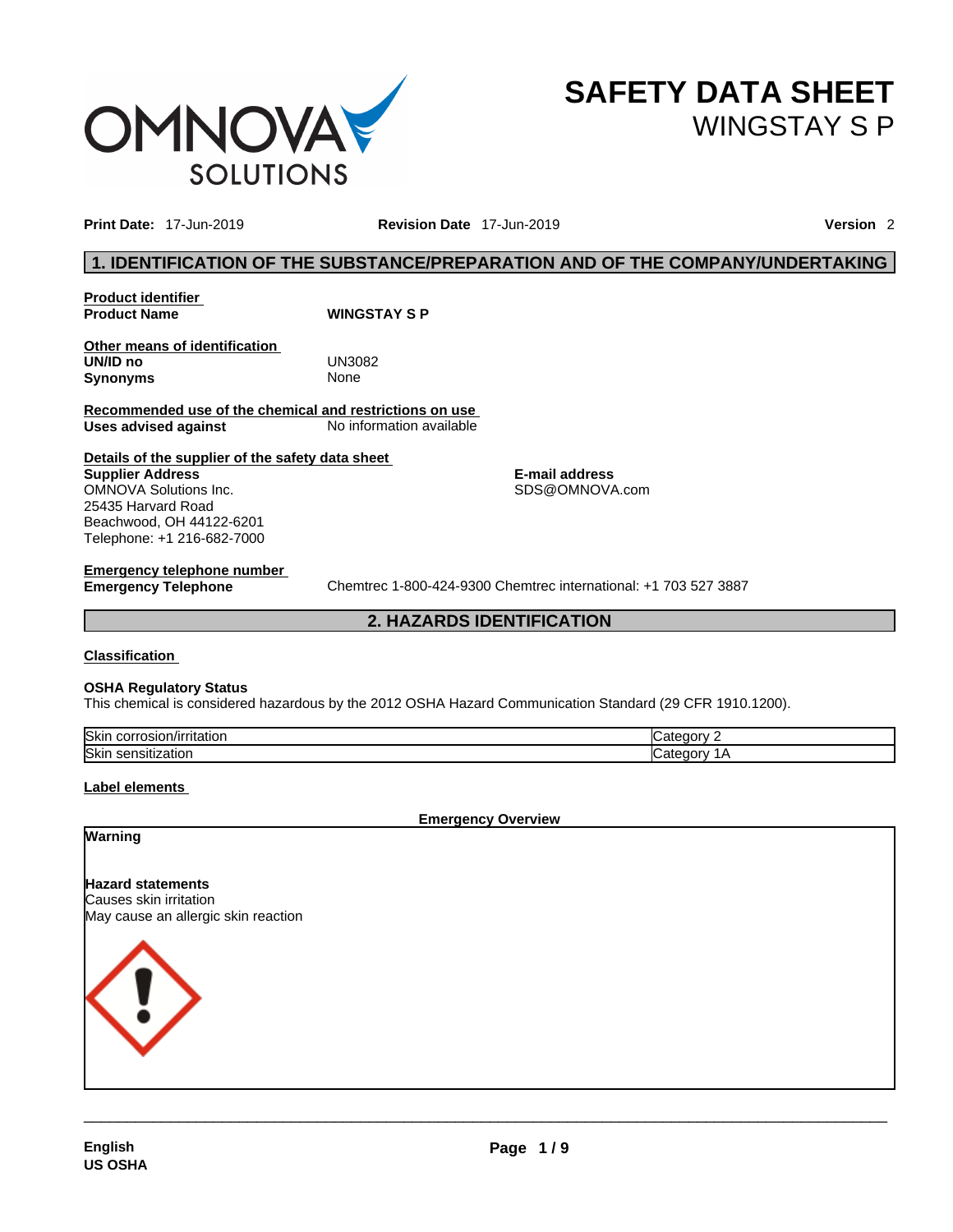# SAFETY DATA SHEET

## WINGSTAY S P

**Print Date:** 17-Jun-2019 **Revision Date** 17-Jun-2019 **Version** 2

## 1. IDENTIFICATION OF THE SUBSTANCE/PREPARATION AND OF THE COMPANY/UNDERTAKING

**Product identifier**

**Product Name** **WINGSTAY S P**

**Other means of identification**

**UN/ID no** UN3082

**Synonyms** None

**Recommended use of the chemical and restrictions on use**

**Uses advised against** No information available

**Details of the supplier of the safety data sheet**

**Supplier Address**
OMNOVA Solutions Inc.
25435 Harvard Road
Beachwood, OH 44122-6201
Telephone: +1 216-682-7000

**E-mail address**
SDS@OMNOVA.com

**Emergency telephone number**

**Emergency Telephone** Chemtrec 1-800-424-9300 Chemtrec international: +1 703 527 3887

## 2. HAZARDS IDENTIFICATION

**Classification**

**OSHA Regulatory Status**

This chemical is considered hazardous by the 2012 OSHA Hazard Communication Standard (29 CFR 1910.1200).

| | |
|---|---|
| Skin corrosion/irritation | Category 2 |
| Skin sensitization | Category 1A |

**Label elements**

**Emergency Overview**

**Warning**

**Hazard statements**

Causes skin irritation

May cause an allergic skin reaction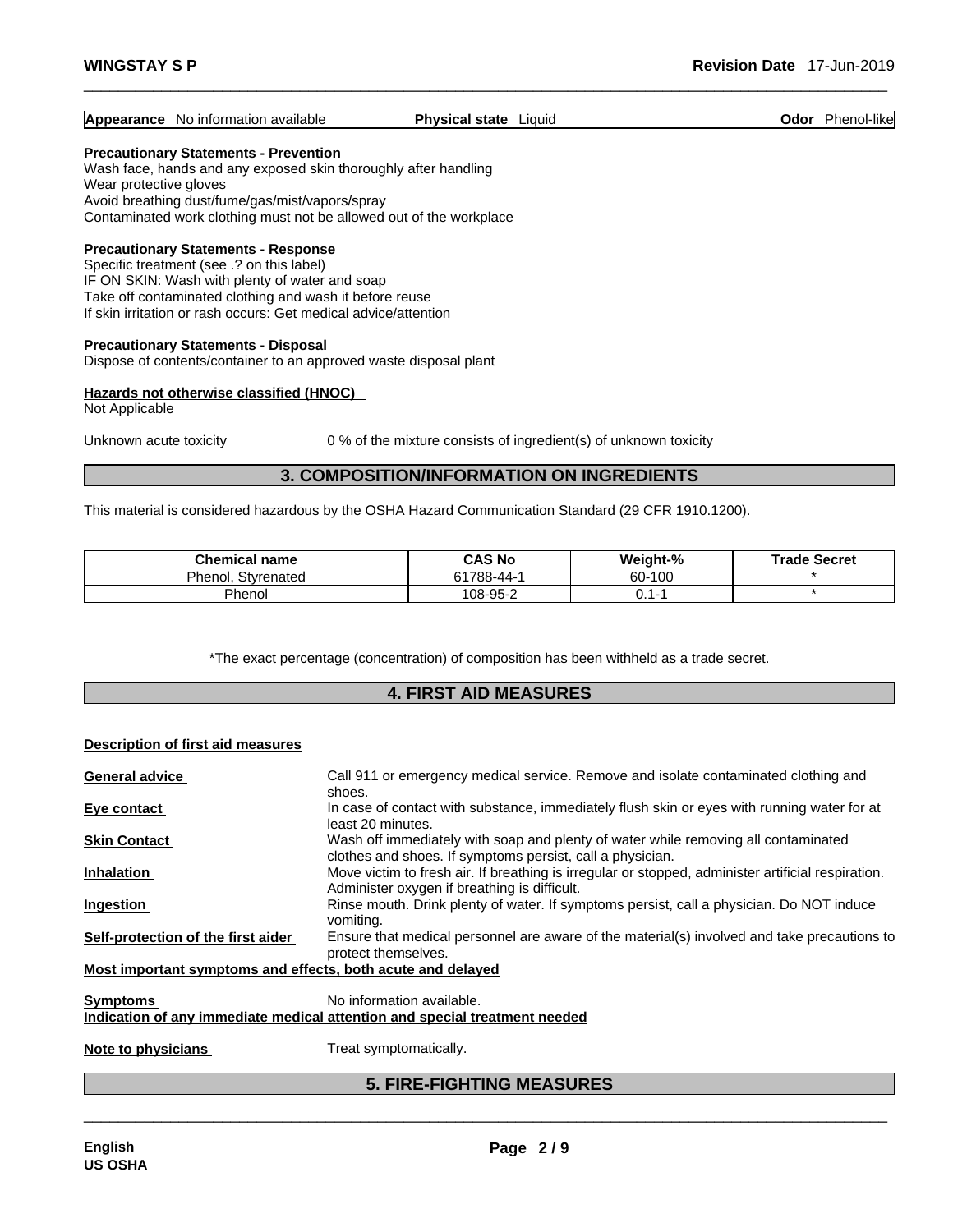**Appearance** No information available **Physical state** Liquid **Odor** Phenol-like

**Precautionary Statements - Prevention**

Wash face, hands and any exposed skin thoroughly after handling
Wear protective gloves
Avoid breathing dust/fume/gas/mist/vapors/spray
Contaminated work clothing must not be allowed out of the workplace

**Precautionary Statements - Response**

Specific treatment (see .? on this label)
IF ON SKIN: Wash with plenty of water and soap
Take off contaminated clothing and wash it before reuse
If skin irritation or rash occurs: Get medical advice/attention

**Precautionary Statements - Disposal**

Dispose of contents/container to an approved waste disposal plant

**Hazards not otherwise classified (HNOC)**

Not Applicable

Unknown acute toxicity 0 % of the mixture consists of ingredient(s) of unknown toxicity

## 3. COMPOSITION/INFORMATION ON INGREDIENTS

This material is considered hazardous by the OSHA Hazard Communication Standard (29 CFR 1910.1200).

| Chemical name | CAS No | Weight-% | Trade Secret |
|---|---|---|---|
| Phenol, Styrenated | 61788-44-1 | 60-100 | * |
| Phenol | 108-95-2 | 0.1-1 | * |

*The exact percentage (concentration) of composition has been withheld as a trade secret.

## 4. FIRST AID MEASURES

**Description of first aid measures**

**General advice** Call 911 or emergency medical service. Remove and isolate contaminated clothing and shoes.

**Eye contact** In case of contact with substance, immediately flush skin or eyes with running water for at least 20 minutes.

**Skin Contact** Wash off immediately with soap and plenty of water while removing all contaminated clothes and shoes. If symptoms persist, call a physician.

**Inhalation** Move victim to fresh air. If breathing is irregular or stopped, administer artificial respiration. Administer oxygen if breathing is difficult.

**Ingestion** Rinse mouth. Drink plenty of water. If symptoms persist, call a physician. Do NOT induce vomiting.

**Self-protection of the first aider** Ensure that medical personnel are aware of the material(s) involved and take precautions to protect themselves.

**Most important symptoms and effects, both acute and delayed**

**Symptoms** No information available.

**Indication of any immediate medical attention and special treatment needed**

**Note to physicians** Treat symptomatically.

## 5. FIRE-FIGHTING MEASURES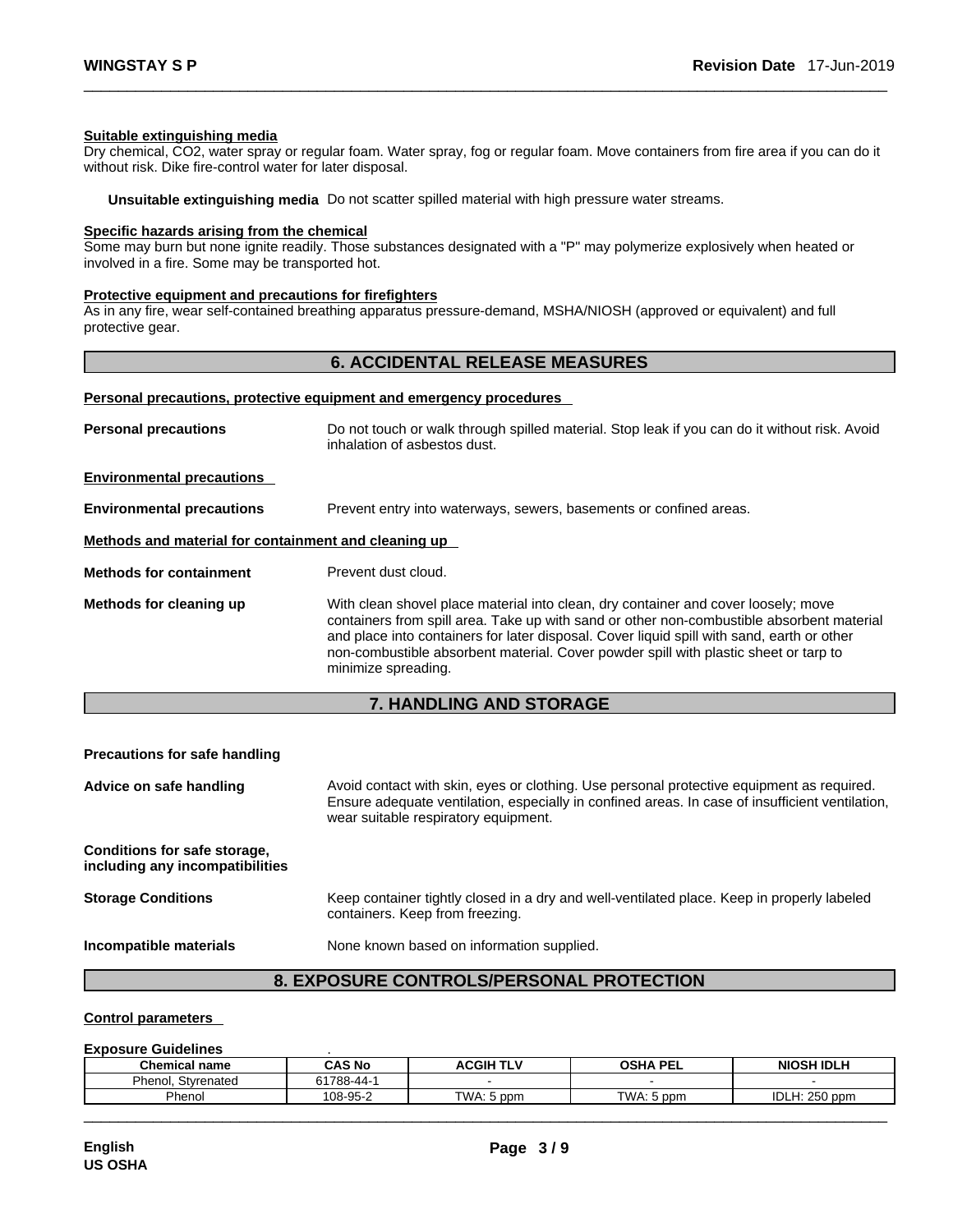**Suitable extinguishing media**

Dry chemical, $CO_2$, water spray or regular foam. Water spray, fog or regular foam. Move containers from fire area if you can do it without risk. Dike fire-control water for later disposal.

**Unsuitable extinguishing media** Do not scatter spilled material with high pressure water streams.

**Specific hazards arising from the chemical**

Some may burn but none ignite readily. Those substances designated with a "P" may polymerize explosively when heated or involved in a fire. Some may be transported hot.

**Protective equipment and precautions for firefighters**

As in any fire, wear self-contained breathing apparatus pressure-demand, MSHA/NIOSH (approved or equivalent) and full protective gear.

## 6. ACCIDENTAL RELEASE MEASURES

**Personal precautions, protective equipment and emergency procedures**

**Personal precautions** Do not touch or walk through spilled material. Stop leak if you can do it without risk. Avoid inhalation of asbestos dust.

**Environmental precautions**

**Environmental precautions** Prevent entry into waterways, sewers, basements or confined areas.

**Methods and material for containment and cleaning up**

**Methods for containment** Prevent dust cloud.

**Methods for cleaning up** With clean shovel place material into clean, dry container and cover loosely; move containers from spill area. Take up with sand or other non-combustible absorbent material and place into containers for later disposal. Cover liquid spill with sand, earth or other non-combustible absorbent material. Cover powder spill with plastic sheet or tarp to minimize spreading.

## 7. HANDLING AND STORAGE

**Precautions for safe handling**

**Advice on safe handling** Avoid contact with skin, eyes or clothing. Use personal protective equipment as required. Ensure adequate ventilation, especially in confined areas. In case of insufficient ventilation, wear suitable respiratory equipment.

**Conditions for safe storage, including any incompatibilities**

**Storage Conditions** Keep container tightly closed in a dry and well-ventilated place. Keep in properly labeled containers. Keep from freezing.

**Incompatible materials** None known based on information supplied.

## 8. EXPOSURE CONTROLS/PERSONAL PROTECTION

**Control parameters**

**Exposure Guidelines** .

| Chemical name | CAS No | ACGIH TLV | OSHA PEL | NIOSH IDLH |
|---|---|---|---|---|
| Phenol, Styrenated | 61788-44-1 | - | - | - |
| Phenol | 108-95-2 | TWA: 5 ppm | TWA: 5 ppm | IDLH: 250 ppm |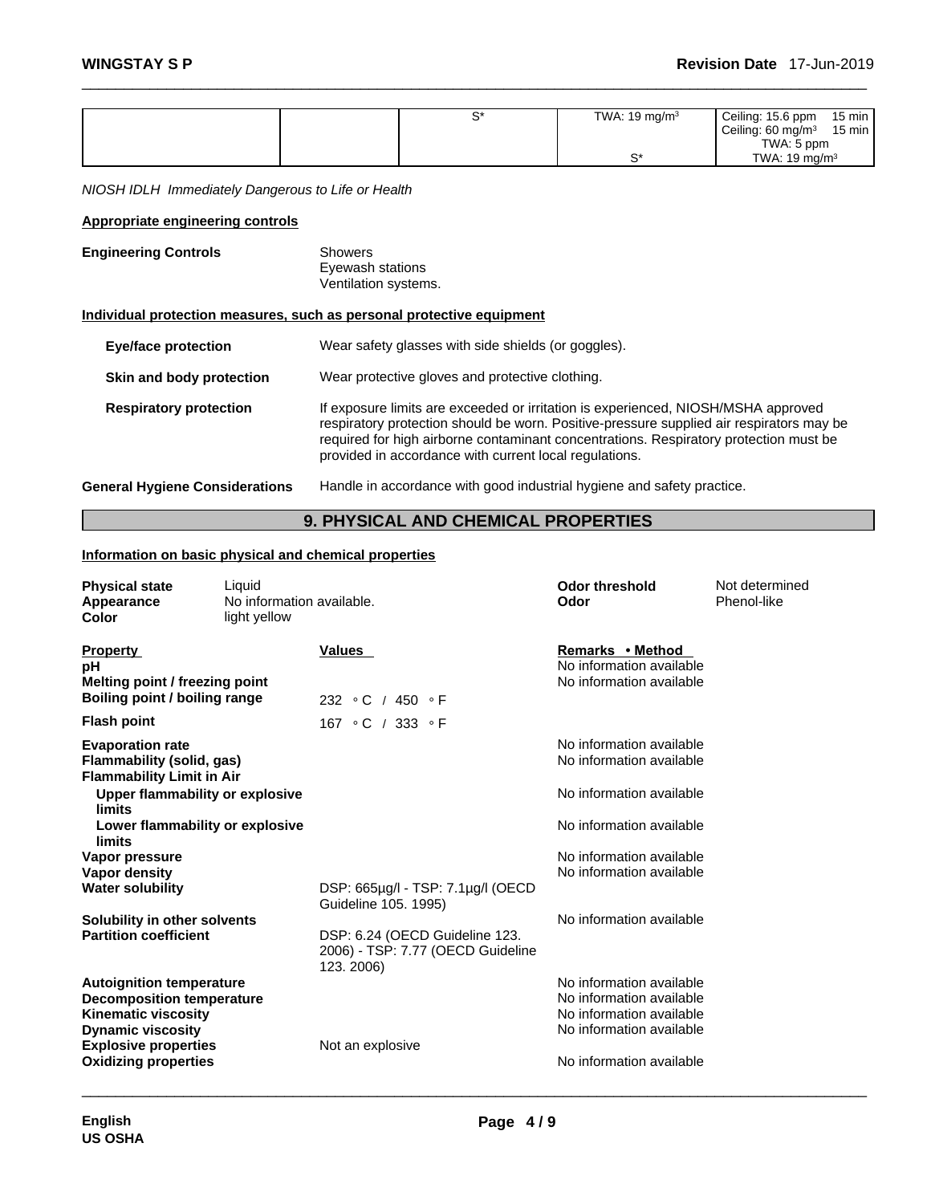| | | S* | TWA: 19 mg/m³ | Ceiling: 15.6 ppm 15 min<br>Ceiling: 60 mg/m³ 15 min<br>TWA: 5 ppm |
|---|---|---|---|---|
| | | | S* | TWA: 19 mg/m³ |

*NIOSH IDLH Immediately Dangerous to Life or Health*

**Appropriate engineering controls**

**Engineering Controls**
Showers
Eyewash stations
Ventilation systems.

**Individual protection measures, such as personal protective equipment**

**Eye/face protection**
Wear safety glasses with side shields (or goggles).

**Skin and body protection**
Wear protective gloves and protective clothing.

**Respiratory protection**
If exposure limits are exceeded or irritation is experienced, NIOSH/MSHA approved respiratory protection should be worn. Positive-pressure supplied air respirators may be required for high airborne contaminant concentrations. Respiratory protection must be provided in accordance with current local regulations.

**General Hygiene Considerations**
Handle in accordance with good industrial hygiene and safety practice.

## 9. PHYSICAL AND CHEMICAL PROPERTIES

**Information on basic physical and chemical properties**

| | | | |
|---|---|---|---|
| **Physical state** | Liquid | **Odor threshold** | Not determined |
| **Appearance** | No information available. | **Odor** | Phenol-like |
| **Color** | light yellow | | |

| **Property** | **Values** | **Remarks • Method** |
|---|---|---|
| **pH** | | No information available |
| **Melting point / freezing point** | | No information available |
| **Boiling point / boiling range** | 232 °C / 450 °F | |
| **Flash point** | 167 °C / 333 °F | |
| **Evaporation rate** | | No information available |
| **Flammability (solid, gas)** | | No information available |
| **Flammability Limit in Air** | | |
| Upper flammability or explosive limits | | No information available |
| Lower flammability or explosive limits | | No information available |
| **Vapor pressure** | | No information available |
| **Vapor density** | | No information available |
| **Water solubility** | DSP: 665µg/l - TSP: 7.1µg/l (OECD Guideline 105. 1995) | |
| **Solubility in other solvents** | | No information available |
| **Partition coefficient** | DSP: 6.24 (OECD Guideline 123. 2006) - TSP: 7.77 (OECD Guideline 123. 2006) | |
| **Autoignition temperature** | | No information available |
| **Decomposition temperature** | | No information available |
| **Kinematic viscosity** | | No information available |
| **Dynamic viscosity** | | No information available |
| **Explosive properties** | Not an explosive | |
| **Oxidizing properties** | | No information available |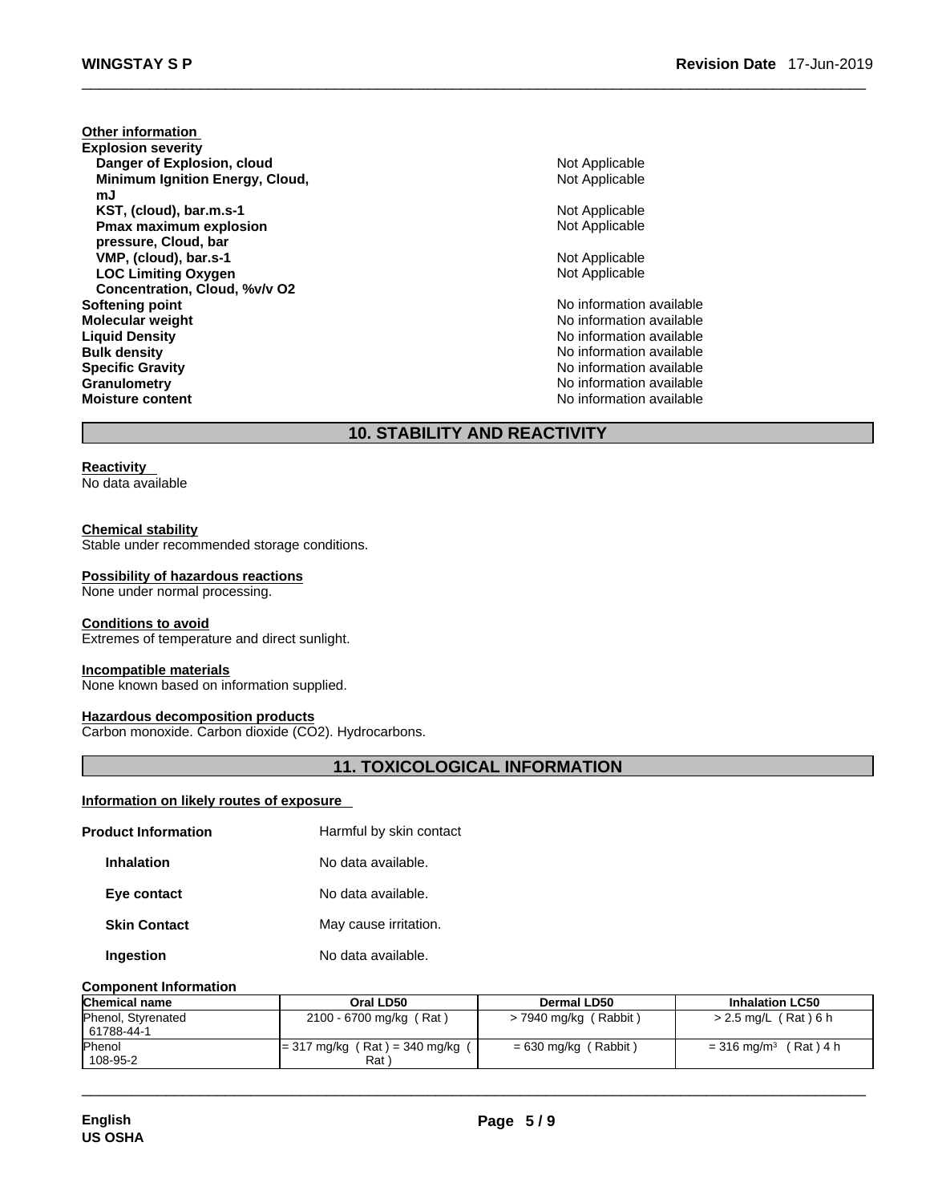**Other information**

**Explosion severity**

| | |
|---|---|
| **Danger of Explosion, cloud** | Not Applicable |
| **Minimum Ignition Energy, Cloud, mJ** | Not Applicable |
| **KST, (cloud), bar.m.s-1** | Not Applicable |
| **Pmax maximum explosion pressure, Cloud, bar** | Not Applicable |
| **VMP, (cloud), bar.s-1** | Not Applicable |
| **LOC Limiting Oxygen Concentration, Cloud, %v/v O2** | Not Applicable |
| **Softening point** | No information available |
| **Molecular weight** | No information available |
| **Liquid Density** | No information available |
| **Bulk density** | No information available |
| **Specific Gravity** | No information available |
| **Granulometry** | No information available |
| **Moisture content** | No information available |

## 10. STABILITY AND REACTIVITY

**Reactivity**

No data available

**Chemical stability**

Stable under recommended storage conditions.

**Possibility of hazardous reactions**

None under normal processing.

**Conditions to avoid**

Extremes of temperature and direct sunlight.

**Incompatible materials**

None known based on information supplied.

**Hazardous decomposition products**

Carbon monoxide. Carbon dioxide ($CO_2$). Hydrocarbons.

## 11. TOXICOLOGICAL INFORMATION

**Information on likely routes of exposure**

| | |
|---|---|
| **Product Information** | Harmful by skin contact |
| **Inhalation** | No data available. |
| **Eye contact** | No data available. |
| **Skin Contact** | May cause irritation. |
| **Ingestion** | No data available. |

**Component Information**

| Chemical name | Oral LD50 | Dermal LD50 | Inhalation LC50 |
|---|---|---|---|
| Phenol, Styrenated 61788-44-1 | 2100 - 6700 mg/kg ( Rat ) | > 7940 mg/kg ( Rabbit ) | > 2.5 mg/L ( Rat ) 6 h |
| Phenol 108-95-2 | = 317 mg/kg ( Rat ) = 340 mg/kg ( Rat ) | = 630 mg/kg ( Rabbit ) | = 316 mg/m³ ( Rat ) 4 h |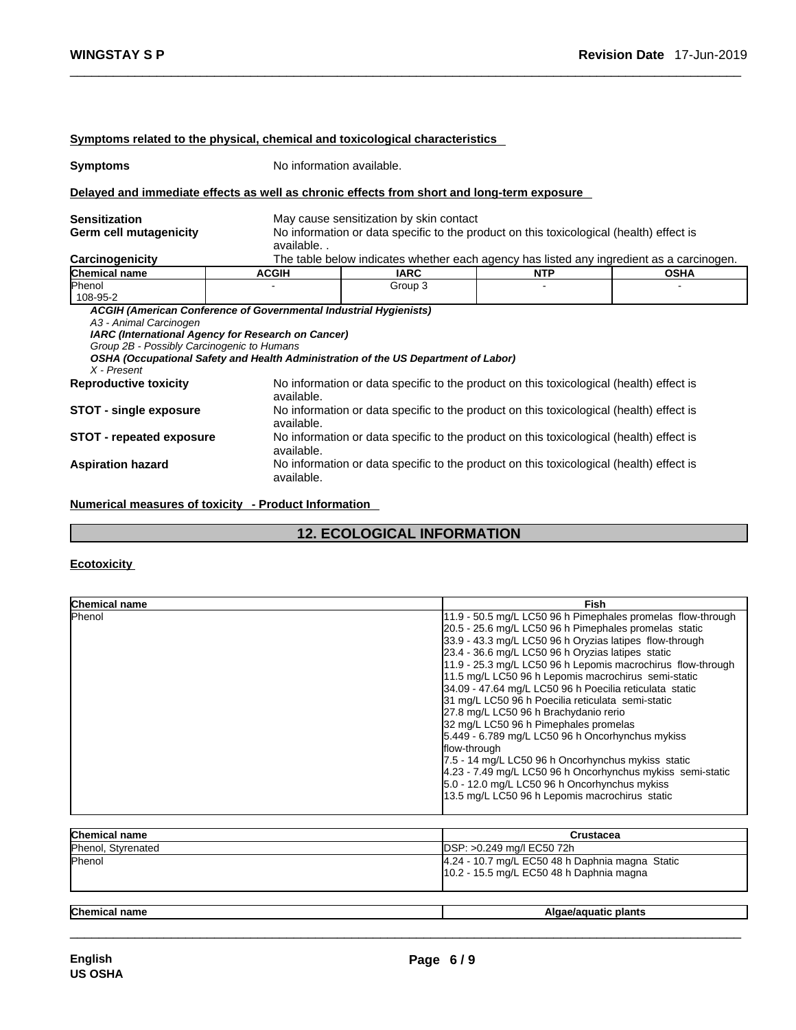**Symptoms related to the physical, chemical and toxicological characteristics**

**Symptoms** No information available.

**Delayed and immediate effects as well as chronic effects from short and long-term exposure**

**Sensitization** May cause sensitization by skin contact

**Germ cell mutagenicity** No information or data specific to the product on this toxicological (health) effect is available. .

**Carcinogenicity** The table below indicates whether each agency has listed any ingredient as a carcinogen.

| Chemical name | ACGIH | IARC | NTP | OSHA |
|---|---|---|---|---|
| Phenol<br>108-95-2 | - | Group 3 | - | - |

***ACGIH (American Conference of Governmental Industrial Hygienists)***
*A3 - Animal Carcinogen*
***IARC (International Agency for Research on Cancer)***
*Group 2B - Possibly Carcinogenic to Humans*
***OSHA (Occupational Safety and Health Administration of the US Department of Labor)***
*X - Present*

**Reproductive toxicity** No information or data specific to the product on this toxicological (health) effect is available.

**STOT - single exposure** No information or data specific to the product on this toxicological (health) effect is available.

**STOT - repeated exposure** No information or data specific to the product on this toxicological (health) effect is available.

**Aspiration hazard** No information or data specific to the product on this toxicological (health) effect is available.

**Numerical measures of toxicity - Product Information**

## 12. ECOLOGICAL INFORMATION

**Ecotoxicity**

| Chemical name | Fish |
|---|---|
| Phenol | 11.9 - 50.5 mg/L LC50 96 h Pimephales promelas flow-through<br>20.5 - 25.6 mg/L LC50 96 h Pimephales promelas static<br>33.9 - 43.3 mg/L LC50 96 h Oryzias latipes flow-through<br>23.4 - 36.6 mg/L LC50 96 h Oryzias latipes static<br>11.9 - 25.3 mg/L LC50 96 h Lepomis macrochirus flow-through<br>11.5 mg/L LC50 96 h Lepomis macrochirus semi-static<br>34.09 - 47.64 mg/L LC50 96 h Poecilia reticulata static<br>31 mg/L LC50 96 h Poecilia reticulata semi-static<br>27.8 mg/L LC50 96 h Brachydanio rerio<br>32 mg/L LC50 96 h Pimephales promelas<br>5.449 - 6.789 mg/L LC50 96 h Oncorhynchus mykiss flow-through<br>7.5 - 14 mg/L LC50 96 h Oncorhynchus mykiss static<br>4.23 - 7.49 mg/L LC50 96 h Oncorhynchus mykiss semi-static<br>5.0 - 12.0 mg/L LC50 96 h Oncorhynchus mykiss<br>13.5 mg/L LC50 96 h Lepomis macrochirus static |

| Chemical name | Crustacea |
|---|---|
| Phenol, Styrenated | DSP: >0.249 mg/l EC50 72h |
| Phenol | 4.24 - 10.7 mg/L EC50 48 h Daphnia magna Static<br>10.2 - 15.5 mg/L EC50 48 h Daphnia magna |

| Chemical name | Algae/aquatic plants |
|---|---|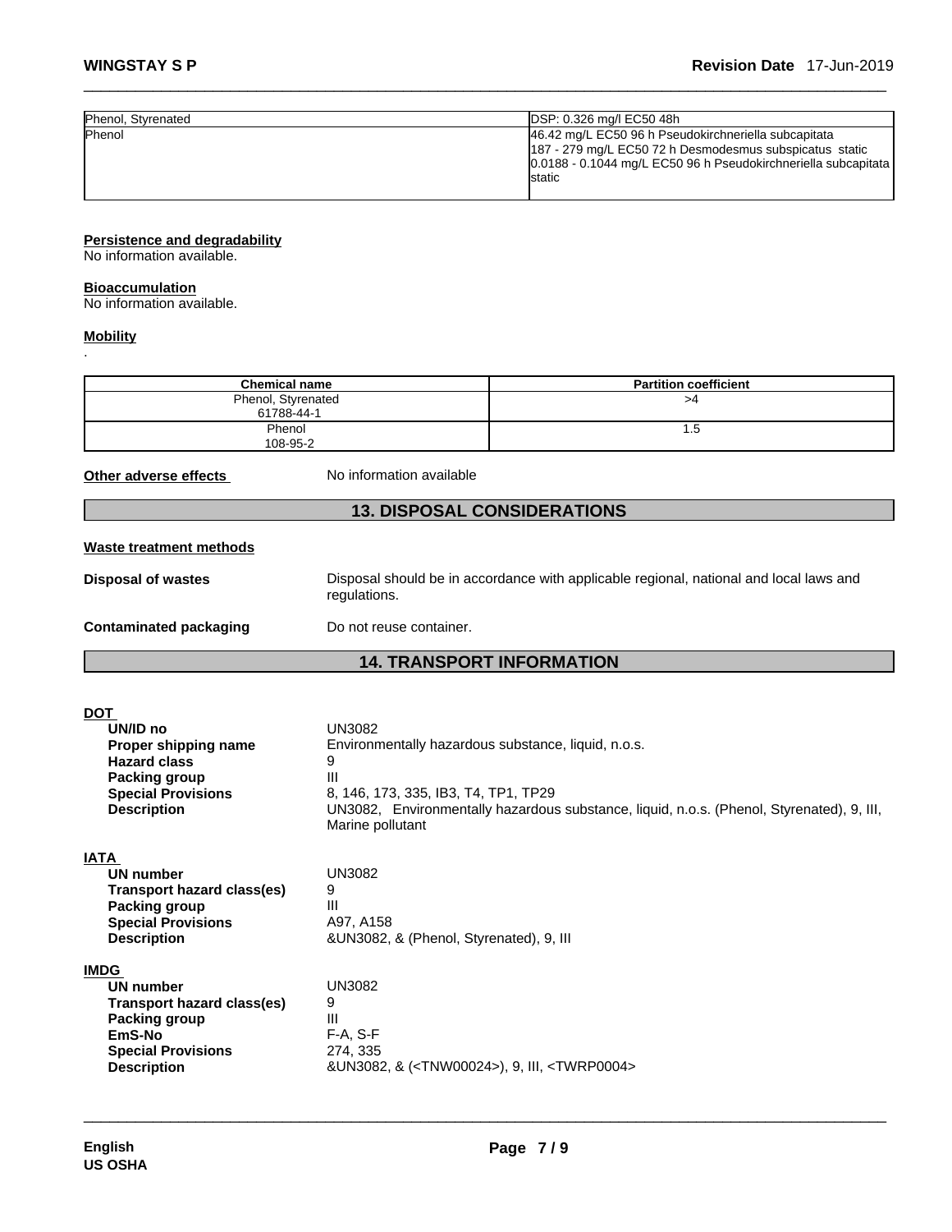| Phenol, Styrenated | DSP: 0.326 mg/l EC50 48h |
| --- | --- |
| Phenol | 46.42 mg/L EC50 96 h Pseudokirchneriella subcapitata<br>187 - 279 mg/L EC50 72 h Desmodesmus subspicatus static<br>0.0188 - 0.1044 mg/L EC50 96 h Pseudokirchneriella subcapitata static |

**Persistence and degradability**

No information available.

**Bioaccumulation**

No information available.

**Mobility**

.

| Chemical name | Partition coefficient |
| --- | --- |
| Phenol, Styrenated<br>61788-44-1 | >4 |
| Phenol<br>108-95-2 | 1.5 |

**Other adverse effects** No information available

## 13. DISPOSAL CONSIDERATIONS

**Waste treatment methods**

**Disposal of wastes** Disposal should be in accordance with applicable regional, national and local laws and regulations.

**Contaminated packaging** Do not reuse container.

## 14. TRANSPORT INFORMATION

**DOT**

- **UN/ID no** UN3082
- **Proper shipping name** Environmentally hazardous substance, liquid, n.o.s.
- **Hazard class** 9
- **Packing group** III
- **Special Provisions** 8, 146, 173, 335, IB3, T4, TP1, TP29
- **Description** UN3082, Environmentally hazardous substance, liquid, n.o.s. (Phenol, Styrenated), 9, III, Marine pollutant

**IATA**

- **UN number** UN3082
- **Transport hazard class(es)** 9
- **Packing group** III
- **Special Provisions** A97, A158
- **Description** &UN3082, & (Phenol, Styrenated), 9, III

**IMDG**

- **UN number** UN3082
- **Transport hazard class(es)** 9
- **Packing group** III
- **EmS-No** F-A, S-F
- **Special Provisions** 274, 335
- **Description** &UN3082, & (<TNW00024>), 9, III, <TWRP0004>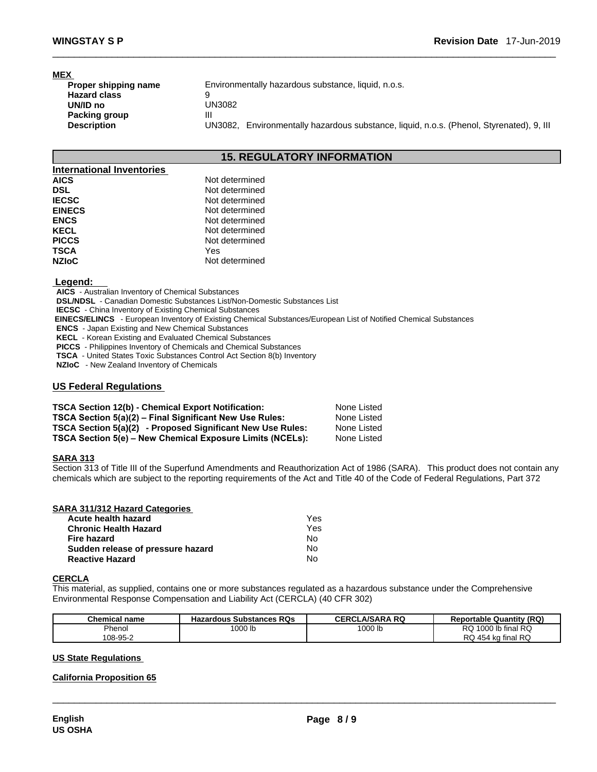**MEX**

| | |
|---|---|
| **Proper shipping name** | Environmentally hazardous substance, liquid, n.o.s. |
| **Hazard class** | 9 |
| **UN/ID no** | UN3082 |
| **Packing group** | III |
| **Description** | UN3082, Environmentally hazardous substance, liquid, n.o.s. (Phenol, Styrenated), 9, III |

## 15. REGULATORY INFORMATION

**International Inventories**

| | |
|---|---|
| **AICS** | Not determined |
| **DSL** | Not determined |
| **IECSC** | Not determined |
| **EINECS** | Not determined |
| **ENCS** | Not determined |
| **KECL** | Not determined |
| **PICCS** | Not determined |
| **TSCA** | Yes |
| **NZIoC** | Not determined |

**Legend:**

**AICS** - Australian Inventory of Chemical Substances
**DSL/NDSL** - Canadian Domestic Substances List/Non-Domestic Substances List
**IECSC** - China Inventory of Existing Chemical Substances
**EINECS/ELINCS** - European Inventory of Existing Chemical Substances/European List of Notified Chemical Substances
**ENCS** - Japan Existing and New Chemical Substances
**KECL** - Korean Existing and Evaluated Chemical Substances
**PICCS** - Philippines Inventory of Chemicals and Chemical Substances
**TSCA** - United States Toxic Substances Control Act Section 8(b) Inventory
**NZIoC** - New Zealand Inventory of Chemicals

**US Federal Regulations**

| | |
|---|---|
| **TSCA Section 12(b) - Chemical Export Notification:** | None Listed |
| **TSCA Section 5(a)(2) – Final Significant New Use Rules:** | None Listed |
| **TSCA Section 5(a)(2) - Proposed Significant New Use Rules:** | None Listed |
| **TSCA Section 5(e) – New Chemical Exposure Limits (NCELs):** | None Listed |

**SARA 313**

Section 313 of Title III of the Superfund Amendments and Reauthorization Act of 1986 (SARA). This product does not contain any chemicals which are subject to the reporting requirements of the Act and Title 40 of the Code of Federal Regulations, Part 372

**SARA 311/312 Hazard Categories**

| | |
|---|---|
| **Acute health hazard** | Yes |
| **Chronic Health Hazard** | Yes |
| **Fire hazard** | No |
| **Sudden release of pressure hazard** | No |
| **Reactive Hazard** | No |

**CERCLA**

This material, as supplied, contains one or more substances regulated as a hazardous substance under the Comprehensive Environmental Response Compensation and Liability Act (CERCLA) (40 CFR 302)

| Chemical name | Hazardous Substances RQs | CERCLA/SARA RQ | Reportable Quantity (RQ) |
|---|---|---|---|
| Phenol<br>108-95-2 | 1000 lb | 1000 lb | RQ 1000 lb final RQ<br>RQ 454 kg final RQ |

**US State Regulations**

**California Proposition 65**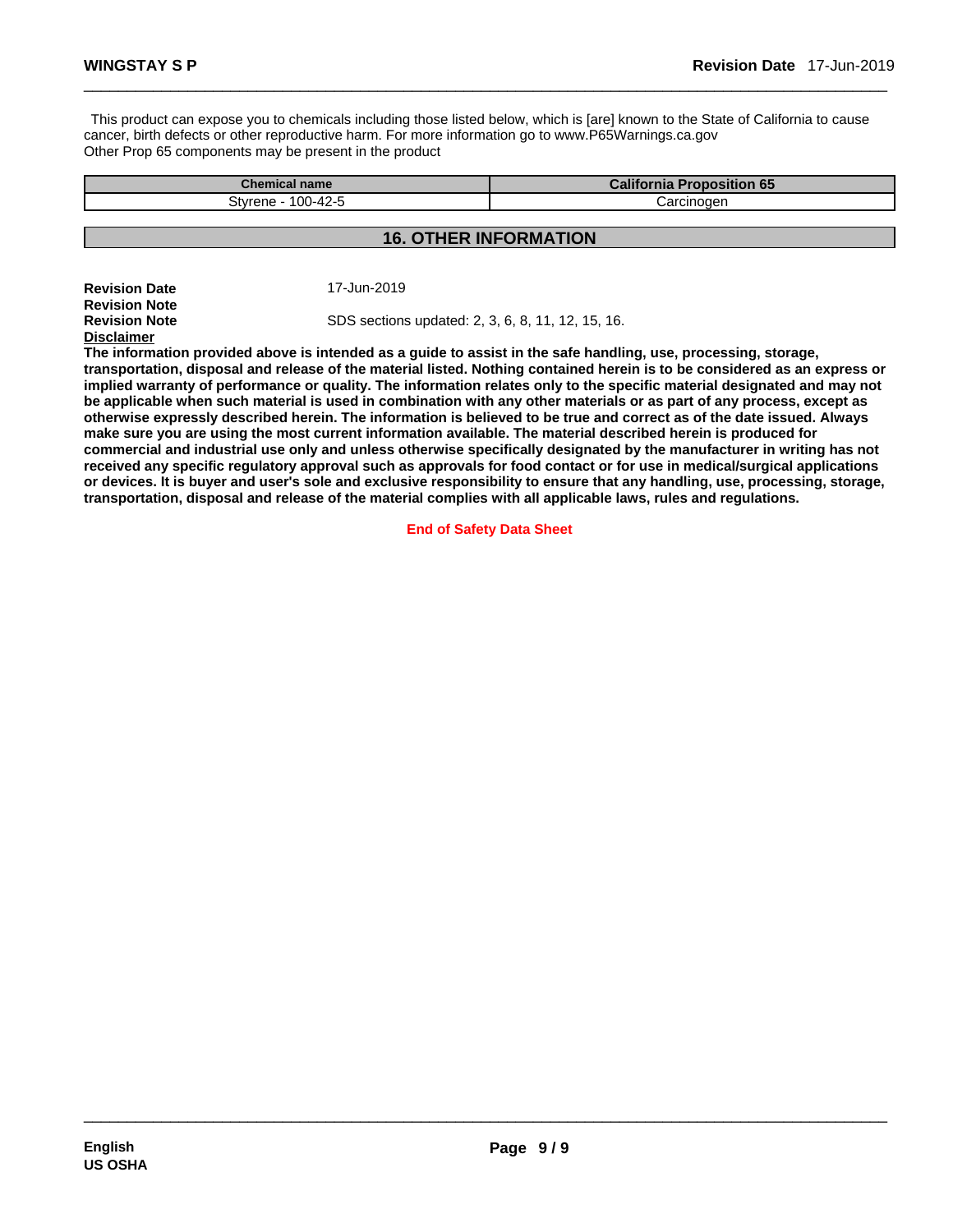This product can expose you to chemicals including those listed below, which is [are] known to the State of California to cause cancer, birth defects or other reproductive harm. For more information go to www.P65Warnings.ca.gov
Other Prop 65 components may be present in the product

| Chemical name | California Proposition 65 |
|---|---|
| Styrene - 100-42-5 | Carcinogen |

## 16. OTHER INFORMATION

**Revision Date** 17-Jun-2019
**Revision Note**
**Revision Note** SDS sections updated: 2, 3, 6, 8, 11, 12, 15, 16.

**Disclaimer**

**The information provided above is intended as a guide to assist in the safe handling, use, processing, storage, transportation, disposal and release of the material listed. Nothing contained herein is to be considered as an express or implied warranty of performance or quality. The information relates only to the specific material designated and may not be applicable when such material is used in combination with any other materials or as part of any process, except as otherwise expressly described herein. The information is believed to be true and correct as of the date issued. Always make sure you are using the most current information available. The material described herein is produced for commercial and industrial use only and unless otherwise specifically designated by the manufacturer in writing has not received any specific regulatory approval such as approvals for food contact or for use in medical/surgical applications or devices. It is buyer and user's sole and exclusive responsibility to ensure that any handling, use, processing, storage, transportation, disposal and release of the material complies with all applicable laws, rules and regulations.**

**End of Safety Data Sheet**